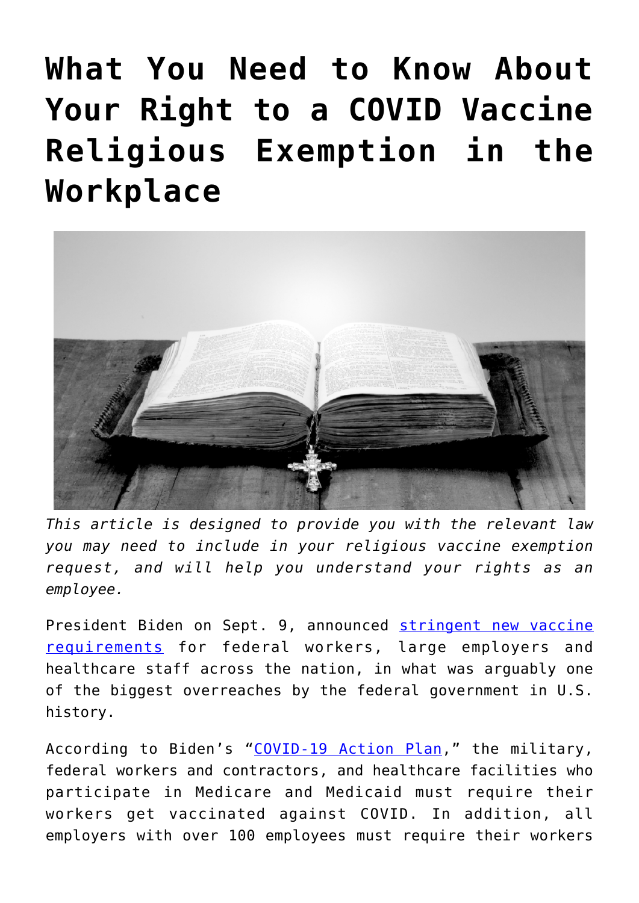# What You Need to Know About Your Right to a COVID Vaccine Religious Exemption in the Workplace

*This article is designed to provide you with the relevant law you may need to include in your religious vaccine exemption request, and will help you understand your rights as an employee.*

President Biden on Sept. 9, announced [stringent new vaccine requirements]() for federal workers, large employers and healthcare staff across the nation, in what was arguably one of the biggest overreaches by the federal government in U.S. history.

According to Biden's "[COVID-19 Action Plan]()," the military, federal workers and contractors, and healthcare facilities who participate in Medicare and Medicaid must require their workers get vaccinated against COVID. In addition, all employers with over 100 employees must require their workers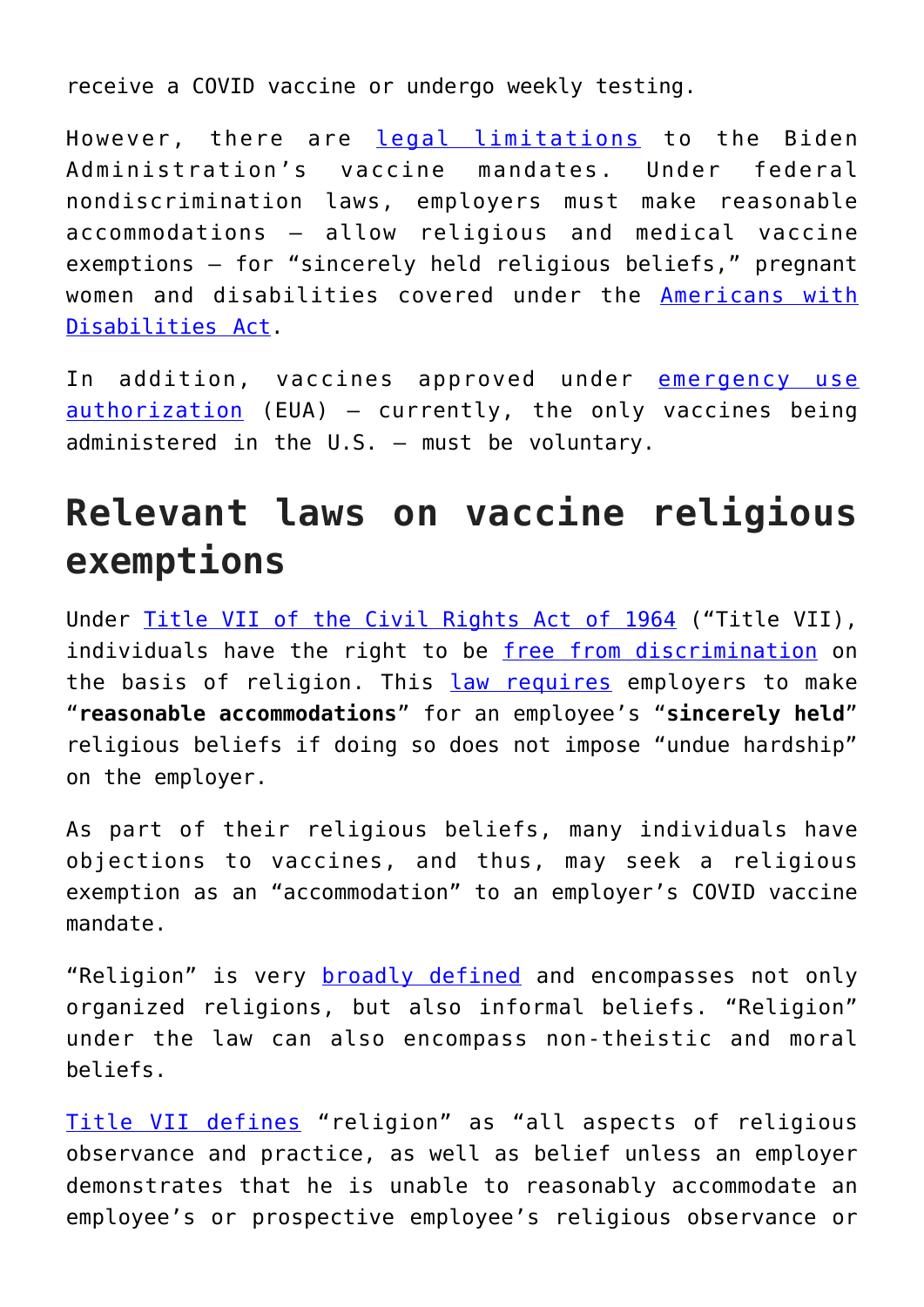receive a COVID vaccine or undergo weekly testing.

However, there are [legal limitations] to the Biden Administration's vaccine mandates. Under federal nondiscrimination laws, employers must make reasonable accommodations – allow religious and medical vaccine exemptions – for "sincerely held religious beliefs," pregnant women and disabilities covered under the [Americans with Disabilities Act].

In addition, vaccines approved under [emergency use authorization] (EUA) – currently, the only vaccines being administered in the U.S. – must be voluntary.

## Relevant laws on vaccine religious exemptions

Under [Title VII of the Civil Rights Act of 1964] ("Title VII), individuals have the right to be [free from discrimination] on the basis of religion. This [law requires] employers to make "**reasonable accommodations**" for an employee's "**sincerely held**" religious beliefs if doing so does not impose "undue hardship" on the employer.

As part of their religious beliefs, many individuals have objections to vaccines, and thus, may seek a religious exemption as an "accommodation" to an employer's COVID vaccine mandate.

"Religion" is very [broadly defined] and encompasses not only organized religions, but also informal beliefs. "Religion" under the law can also encompass non-theistic and moral beliefs.

[Title VII defines] "religion" as "all aspects of religious observance and practice, as well as belief unless an employer demonstrates that he is unable to reasonably accommodate an employee's or prospective employee's religious observance or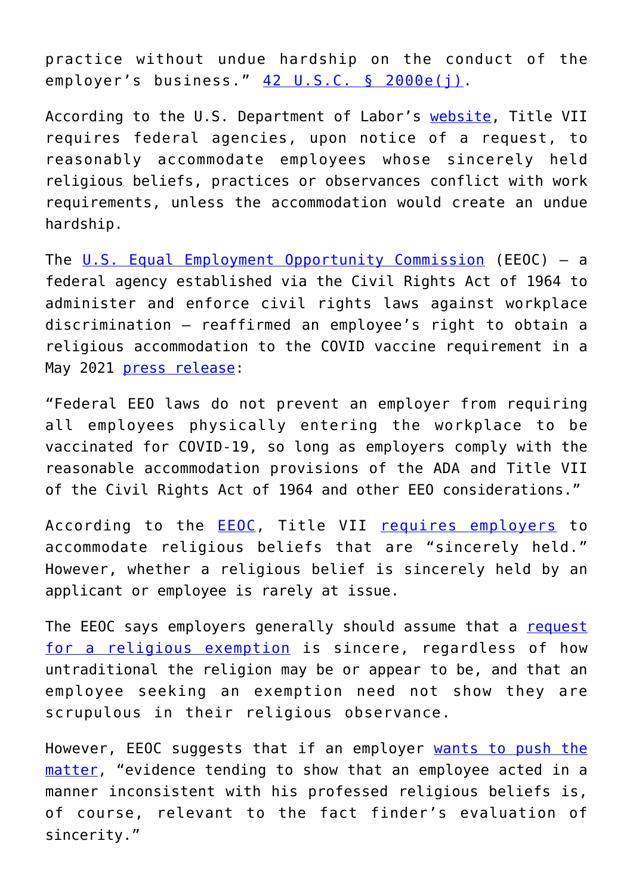practice without undue hardship on the conduct of the employer's business." [42 U.S.C. § 2000e(j)](#).

According to the U.S. Department of Labor's [website](#), Title VII requires federal agencies, upon notice of a request, to reasonably accommodate employees whose sincerely held religious beliefs, practices or observances conflict with work requirements, unless the accommodation would create an undue hardship.

The [U.S. Equal Employment Opportunity Commission](#) (EEOC) — a federal agency established via the Civil Rights Act of 1964 to administer and enforce civil rights laws against workplace discrimination — reaffirmed an employee's right to obtain a religious accommodation to the COVID vaccine requirement in a May 2021 [press release](#):

"Federal EEO laws do not prevent an employer from requiring all employees physically entering the workplace to be vaccinated for COVID-19, so long as employers comply with the reasonable accommodation provisions of the ADA and Title VII of the Civil Rights Act of 1964 and other EEO considerations."

According to the [EEOC](#), Title VII [requires employers](#) to accommodate religious beliefs that are "sincerely held." However, whether a religious belief is sincerely held by an applicant or employee is rarely at issue.

The EEOC says employers generally should assume that a [request for a religious exemption](#) is sincere, regardless of how untraditional the religion may be or appear to be, and that an employee seeking an exemption need not show they are scrupulous in their religious observance.

However, EEOC suggests that if an employer [wants to push the matter](#), "evidence tending to show that an employee acted in a manner inconsistent with his professed religious beliefs is, of course, relevant to the fact finder's evaluation of sincerity."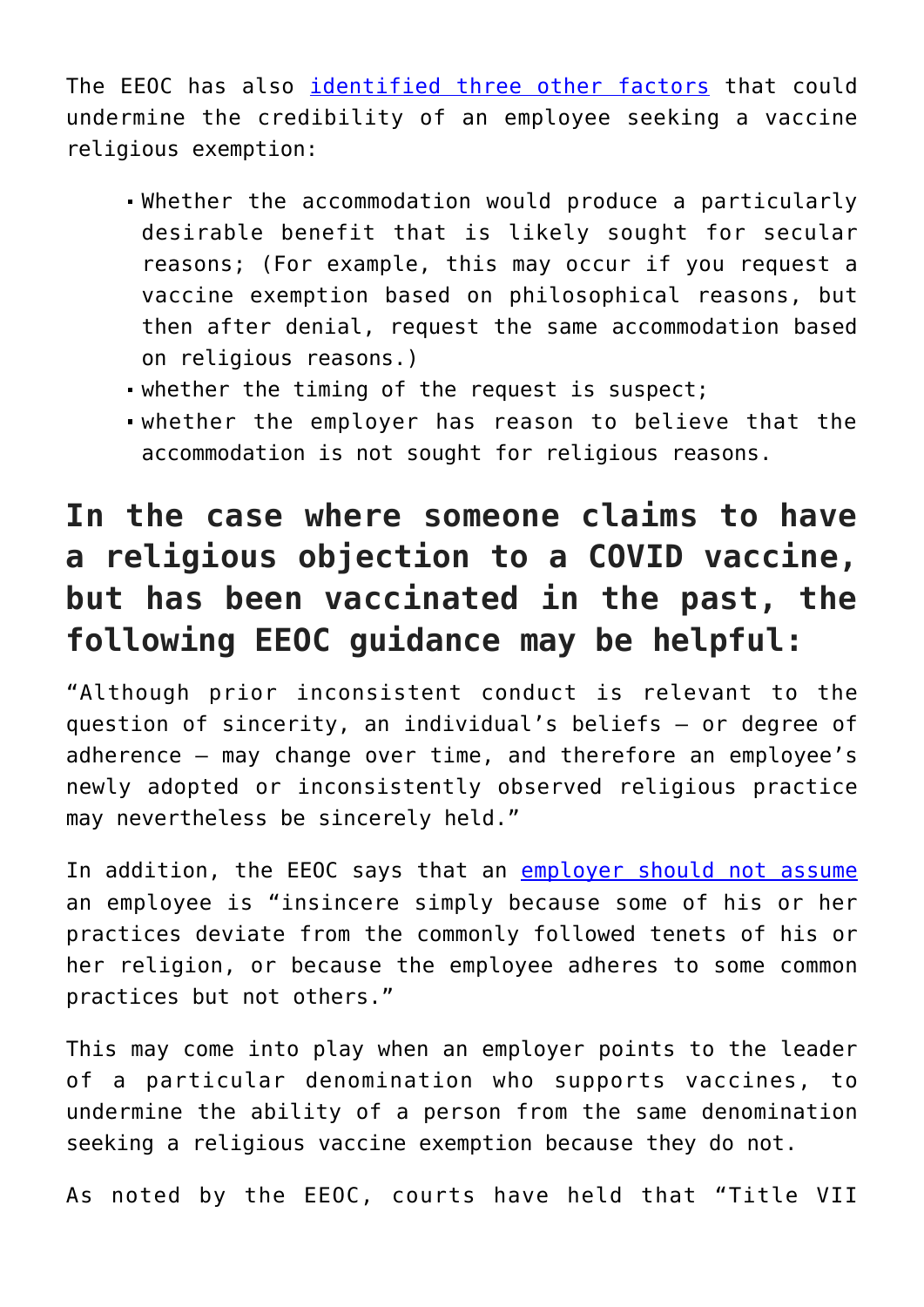The EEOC has also [identified three other factors](#) that could undermine the credibility of an employee seeking a vaccine religious exemption:

- Whether the accommodation would produce a particularly desirable benefit that is likely sought for secular reasons; (For example, this may occur if you request a vaccine exemption based on philosophical reasons, but then after denial, request the same accommodation based on religious reasons.)
- whether the timing of the request is suspect;
- whether the employer has reason to believe that the accommodation is not sought for religious reasons.

## In the case where someone claims to have a religious objection to a COVID vaccine, but has been vaccinated in the past, the following EEOC guidance may be helpful:

"Although prior inconsistent conduct is relevant to the question of sincerity, an individual's beliefs – or degree of adherence – may change over time, and therefore an employee's newly adopted or inconsistently observed religious practice may nevertheless be sincerely held."

In addition, the EEOC says that an [employer should not assume](#) an employee is "insincere simply because some of his or her practices deviate from the commonly followed tenets of his or her religion, or because the employee adheres to some common practices but not others."

This may come into play when an employer points to the leader of a particular denomination who supports vaccines, to undermine the ability of a person from the same denomination seeking a religious vaccine exemption because they do not.

As noted by the EEOC, courts have held that "Title VII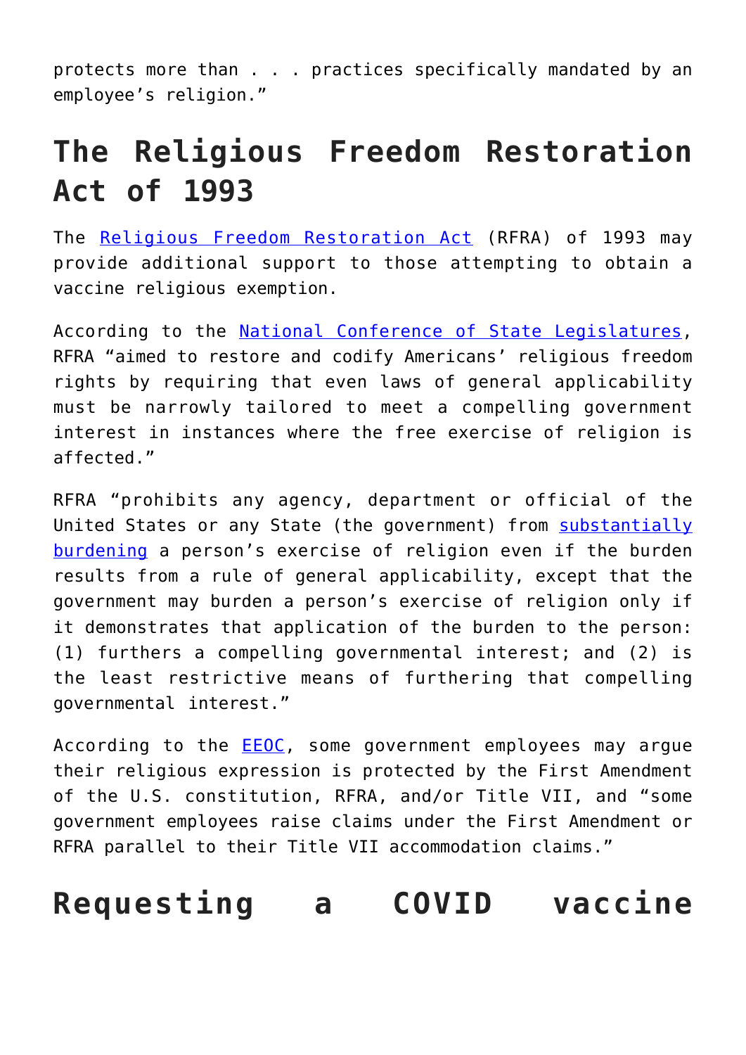protects more than . . . practices specifically mandated by an employee's religion."

## The Religious Freedom Restoration Act of 1993

The Religious Freedom Restoration Act (RFRA) of 1993 may provide additional support to those attempting to obtain a vaccine religious exemption.

According to the National Conference of State Legislatures, RFRA "aimed to restore and codify Americans' religious freedom rights by requiring that even laws of general applicability must be narrowly tailored to meet a compelling government interest in instances where the free exercise of religion is affected."

RFRA "prohibits any agency, department or official of the United States or any State (the government) from substantially burdening a person's exercise of religion even if the burden results from a rule of general applicability, except that the government may burden a person's exercise of religion only if it demonstrates that application of the burden to the person: (1) furthers a compelling governmental interest; and (2) is the least restrictive means of furthering that compelling governmental interest."

According to the EEOC, some government employees may argue their religious expression is protected by the First Amendment of the U.S. constitution, RFRA, and/or Title VII, and "some government employees raise claims under the First Amendment or RFRA parallel to their Title VII accommodation claims."

## Requesting a COVID vaccine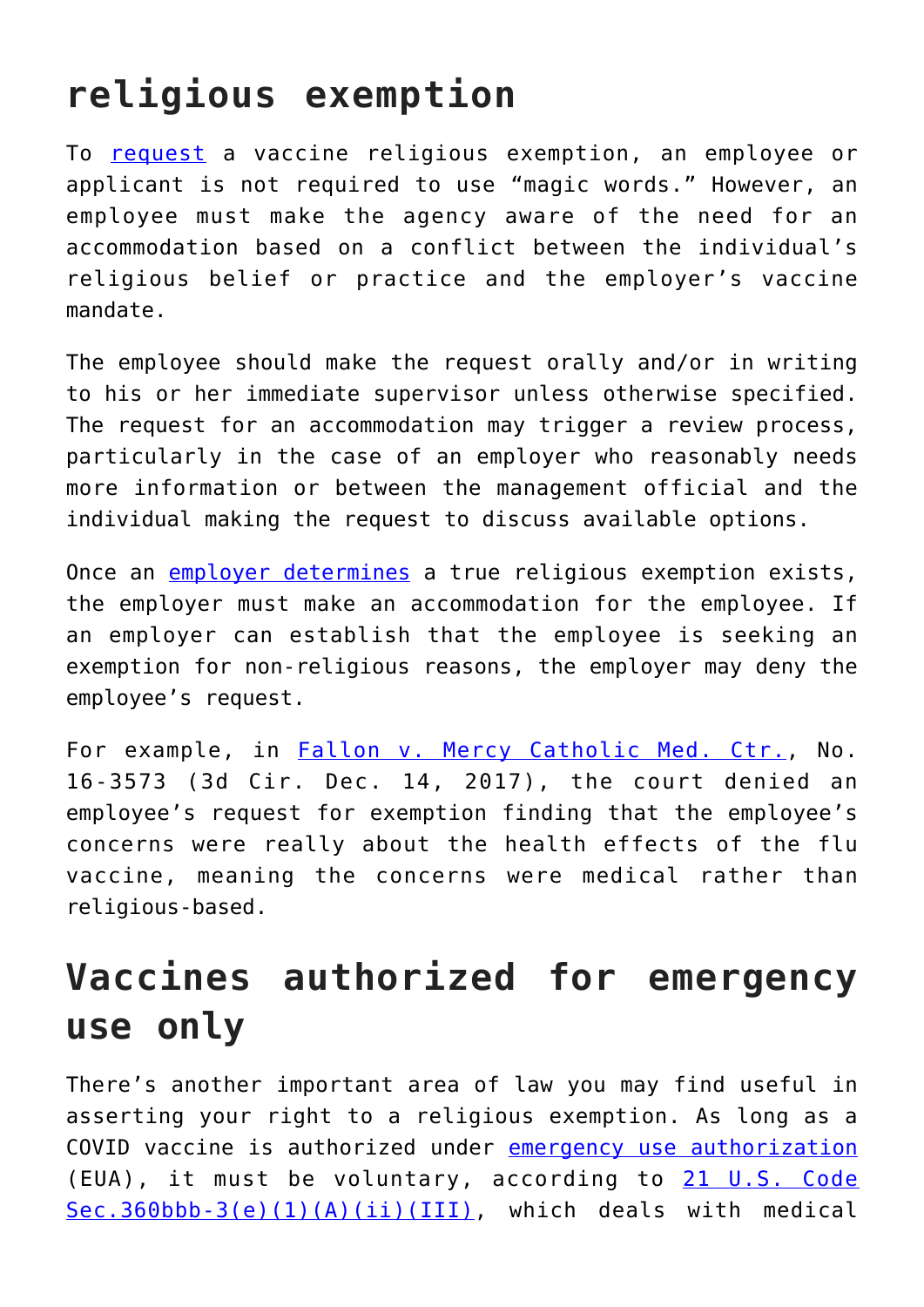## religious exemption

To request a vaccine religious exemption, an employee or applicant is not required to use "magic words." However, an employee must make the agency aware of the need for an accommodation based on a conflict between the individual's religious belief or practice and the employer's vaccine mandate.

The employee should make the request orally and/or in writing to his or her immediate supervisor unless otherwise specified. The request for an accommodation may trigger a review process, particularly in the case of an employer who reasonably needs more information or between the management official and the individual making the request to discuss available options.

Once an employer determines a true religious exemption exists, the employer must make an accommodation for the employee. If an employer can establish that the employee is seeking an exemption for non-religious reasons, the employer may deny the employee's request.

For example, in Fallon v. Mercy Catholic Med. Ctr., No. 16-3573 (3d Cir. Dec. 14, 2017), the court denied an employee's request for exemption finding that the employee's concerns were really about the health effects of the flu vaccine, meaning the concerns were medical rather than religious-based.

## Vaccines authorized for emergency use only

There's another important area of law you may find useful in asserting your right to a religious exemption. As long as a COVID vaccine is authorized under emergency use authorization (EUA), it must be voluntary, according to 21 U.S. Code Sec.360bbb-3(e)(1)(A)(ii)(III), which deals with medical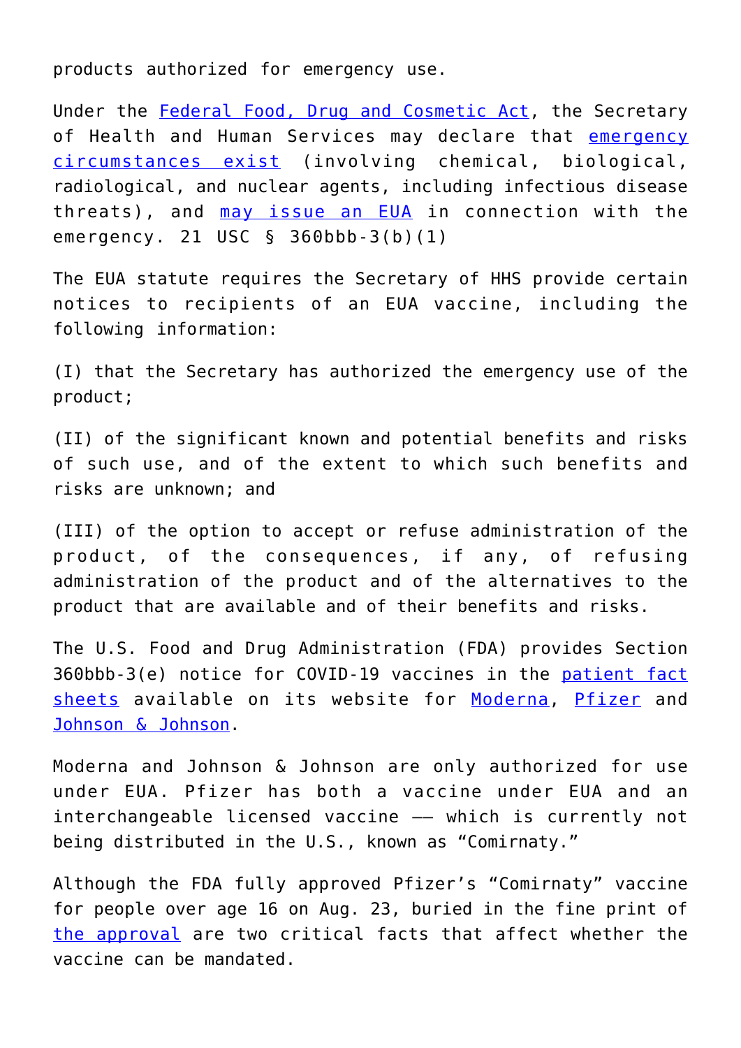products authorized for emergency use.

Under the [Federal Food, Drug and Cosmetic Act](), the Secretary of Health and Human Services may declare that [emergency circumstances exist]() (involving chemical, biological, radiological, and nuclear agents, including infectious disease threats), and [may issue an EUA]() in connection with the emergency. 21 USC § 360bbb-3(b)(1)

The EUA statute requires the Secretary of HHS provide certain notices to recipients of an EUA vaccine, including the following information:

(I) that the Secretary has authorized the emergency use of the product;

(II) of the significant known and potential benefits and risks of such use, and of the extent to which such benefits and risks are unknown; and

(III) of the option to accept or refuse administration of the product, of the consequences, if any, of refusing administration of the product and of the alternatives to the product that are available and of their benefits and risks.

The U.S. Food and Drug Administration (FDA) provides Section 360bbb-3(e) notice for COVID-19 vaccines in the [patient fact sheets]() available on its website for [Moderna](), [Pfizer]() and [Johnson & Johnson]().

Moderna and Johnson & Johnson are only authorized for use under EUA. Pfizer has both a vaccine under EUA and an interchangeable licensed vaccine –– which is currently not being distributed in the U.S., known as "Comirnaty."

Although the FDA fully approved Pfizer's "Comirnaty" vaccine for people over age 16 on Aug. 23, buried in the fine print of [the approval]() are two critical facts that affect whether the vaccine can be mandated.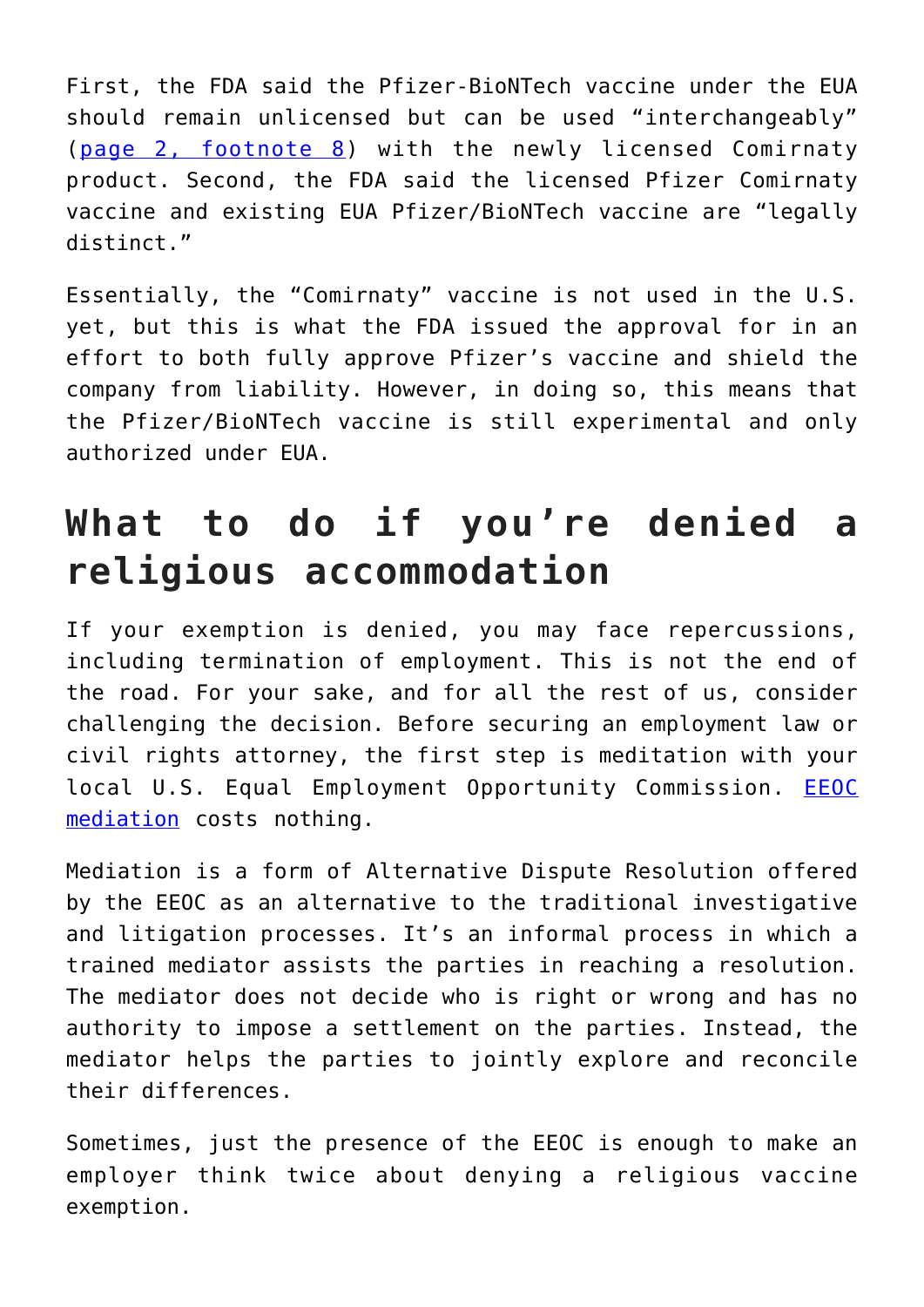First, the FDA said the Pfizer-BioNTech vaccine under the EUA should remain unlicensed but can be used “interchangeably” (page 2, footnote 8) with the newly licensed Comirnaty product. Second, the FDA said the licensed Pfizer Comirnaty vaccine and existing EUA Pfizer/BioNTech vaccine are “legally distinct.”

Essentially, the “Comirnaty” vaccine is not used in the U.S. yet, but this is what the FDA issued the approval for in an effort to both fully approve Pfizer’s vaccine and shield the company from liability. However, in doing so, this means that the Pfizer/BioNTech vaccine is still experimental and only authorized under EUA.

## What to do if you’re denied a religious accommodation

If your exemption is denied, you may face repercussions, including termination of employment. This is not the end of the road. For your sake, and for all the rest of us, consider challenging the decision. Before securing an employment law or civil rights attorney, the first step is meditation with your local U.S. Equal Employment Opportunity Commission. EEOC mediation costs nothing.

Mediation is a form of Alternative Dispute Resolution offered by the EEOC as an alternative to the traditional investigative and litigation processes. It’s an informal process in which a trained mediator assists the parties in reaching a resolution. The mediator does not decide who is right or wrong and has no authority to impose a settlement on the parties. Instead, the mediator helps the parties to jointly explore and reconcile their differences.

Sometimes, just the presence of the EEOC is enough to make an employer think twice about denying a religious vaccine exemption.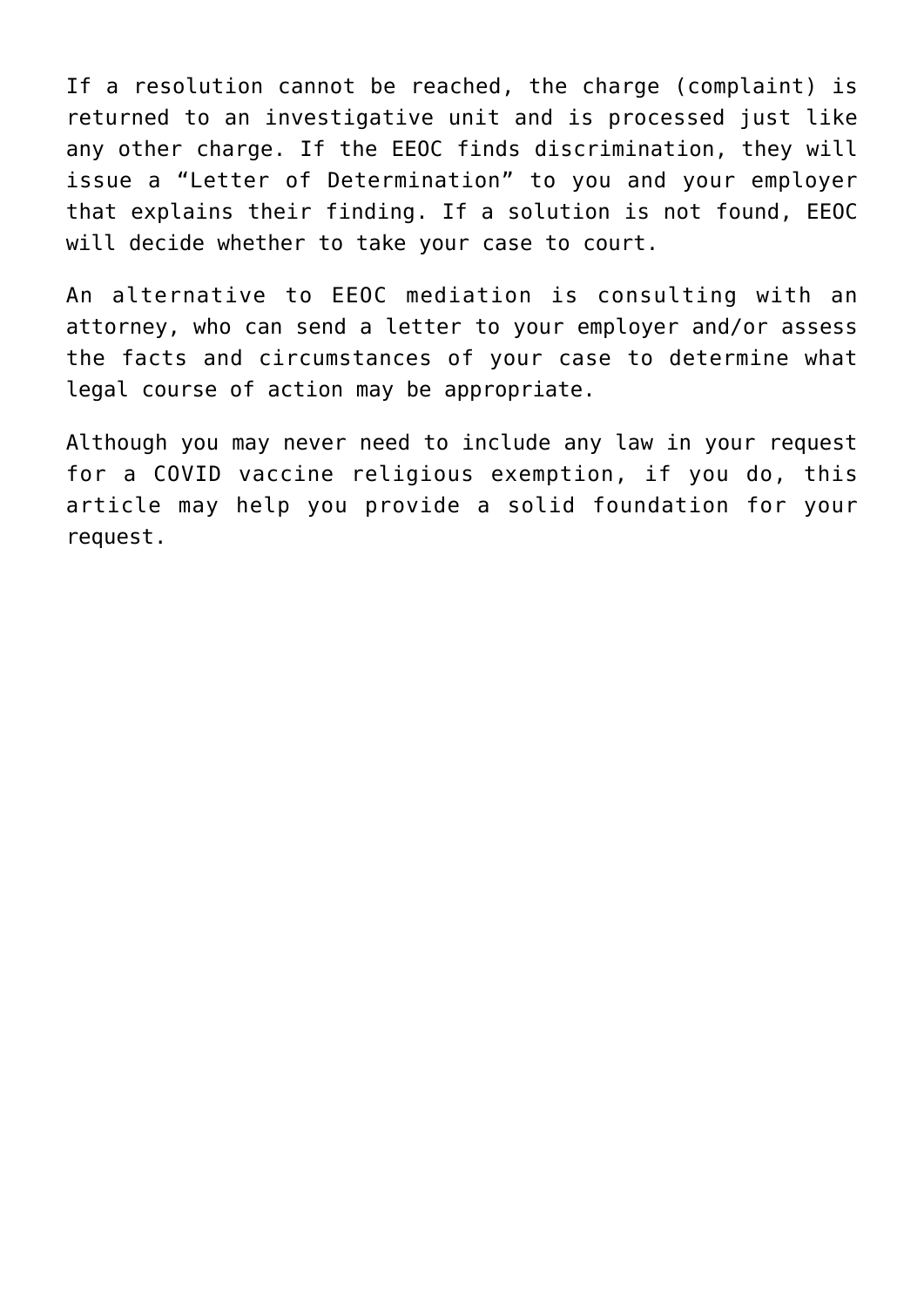If a resolution cannot be reached, the charge (complaint) is returned to an investigative unit and is processed just like any other charge. If the EEOC finds discrimination, they will issue a "Letter of Determination" to you and your employer that explains their finding. If a solution is not found, EEOC will decide whether to take your case to court.

An alternative to EEOC mediation is consulting with an attorney, who can send a letter to your employer and/or assess the facts and circumstances of your case to determine what legal course of action may be appropriate.

Although you may never need to include any law in your request for a COVID vaccine religious exemption, if you do, this article may help you provide a solid foundation for your request.